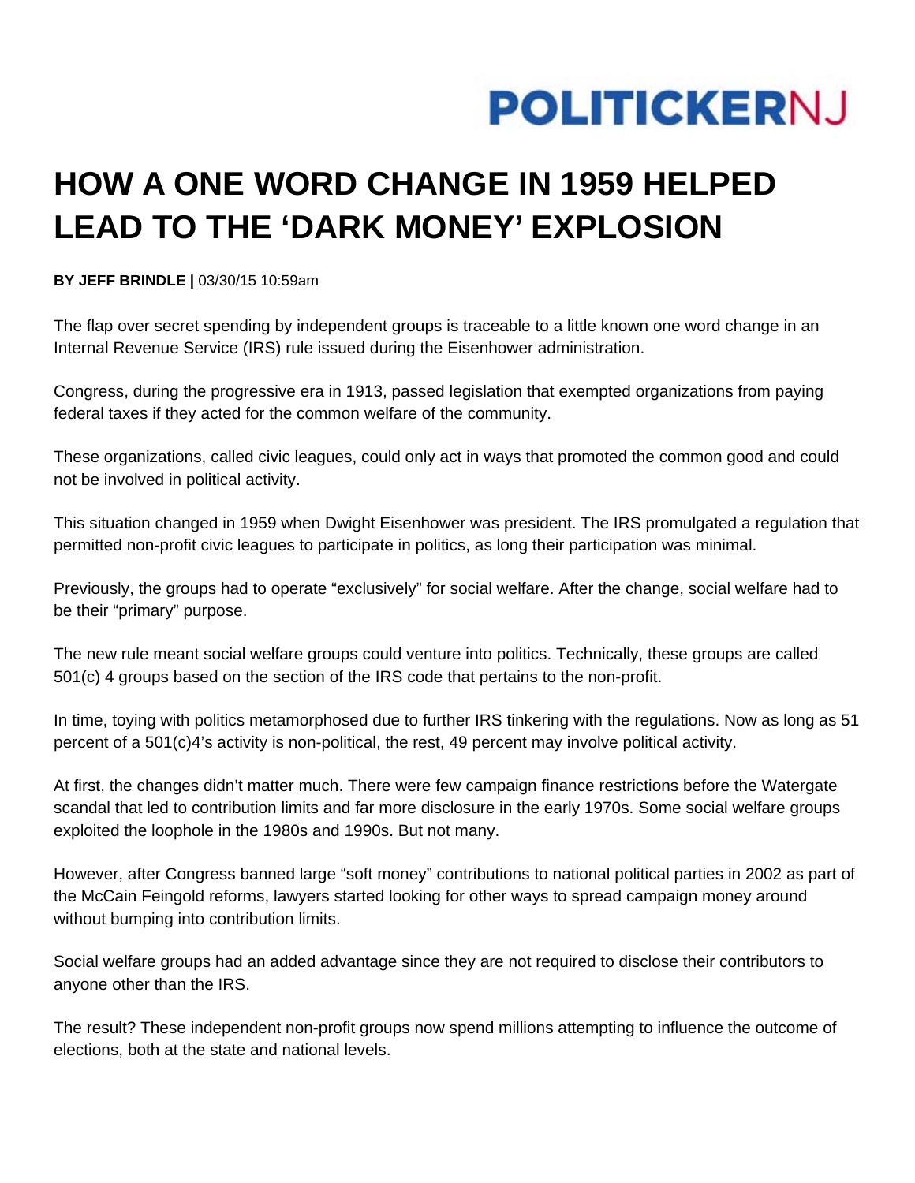POLITICKERNJ

# HOW A ONE WORD CHANGE IN 1959 HELPED LEAD TO THE 'DARK MONEY' EXPLOSION

**BY JEFF BRINDLE |** 03/30/15 10:59am

The flap over secret spending by independent groups is traceable to a little known one word change in an Internal Revenue Service (IRS) rule issued during the Eisenhower administration.

Congress, during the progressive era in 1913, passed legislation that exempted organizations from paying federal taxes if they acted for the common welfare of the community.

These organizations, called civic leagues, could only act in ways that promoted the common good and could not be involved in political activity.

This situation changed in 1959 when Dwight Eisenhower was president. The IRS promulgated a regulation that permitted non-profit civic leagues to participate in politics, as long their participation was minimal.

Previously, the groups had to operate "exclusively" for social welfare. After the change, social welfare had to be their "primary" purpose.

The new rule meant social welfare groups could venture into politics. Technically, these groups are called 501(c) 4 groups based on the section of the IRS code that pertains to the non-profit.

In time, toying with politics metamorphosed due to further IRS tinkering with the regulations. Now as long as 51 percent of a 501(c)4's activity is non-political, the rest, 49 percent may involve political activity.

At first, the changes didn't matter much. There were few campaign finance restrictions before the Watergate scandal that led to contribution limits and far more disclosure in the early 1970s. Some social welfare groups exploited the loophole in the 1980s and 1990s. But not many.

However, after Congress banned large "soft money" contributions to national political parties in 2002 as part of the McCain Feingold reforms, lawyers started looking for other ways to spread campaign money around without bumping into contribution limits.

Social welfare groups had an added advantage since they are not required to disclose their contributors to anyone other than the IRS.

The result? These independent non-profit groups now spend millions attempting to influence the outcome of elections, both at the state and national levels.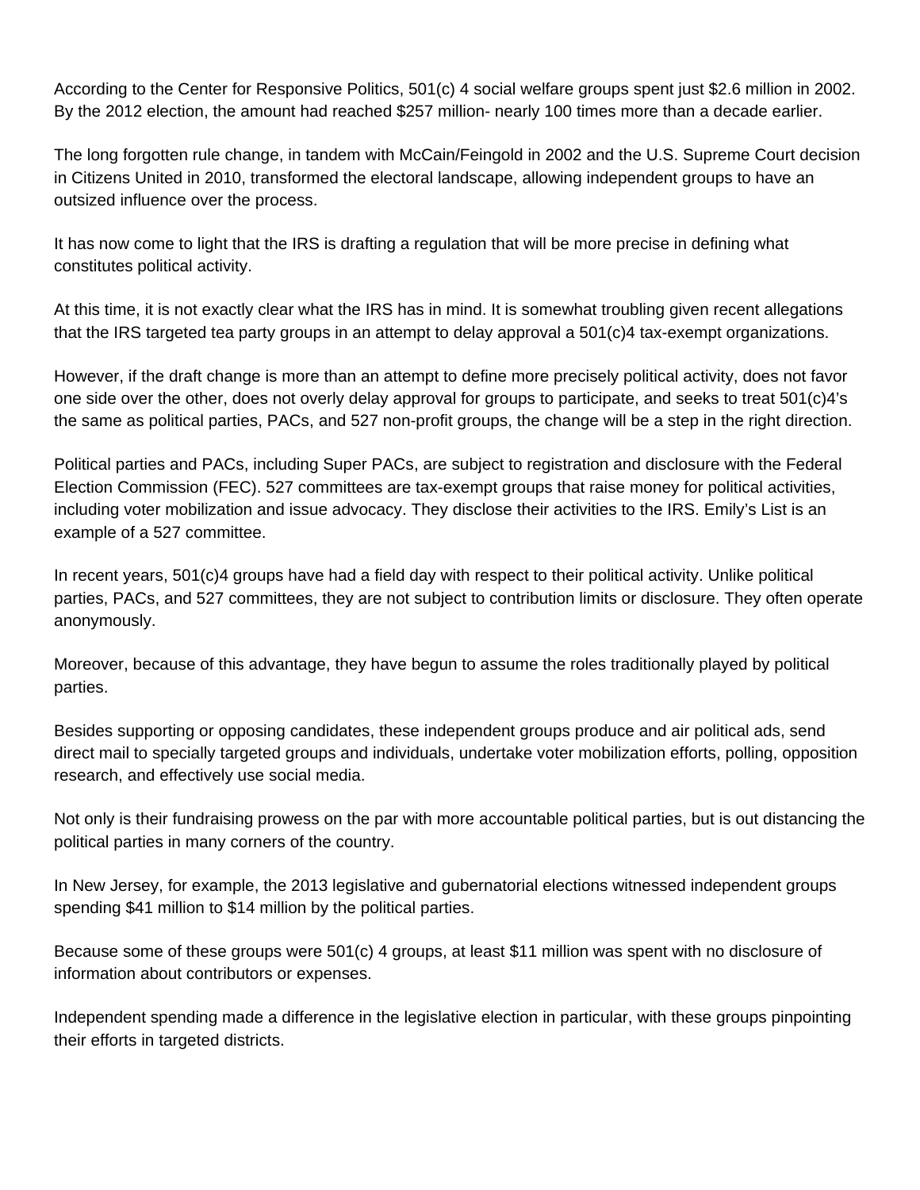According to the Center for Responsive Politics, 501(c) 4 social welfare groups spent just $2.6 million in 2002. By the 2012 election, the amount had reached $257 million- nearly 100 times more than a decade earlier.

The long forgotten rule change, in tandem with McCain/Feingold in 2002 and the U.S. Supreme Court decision in Citizens United in 2010, transformed the electoral landscape, allowing independent groups to have an outsized influence over the process.

It has now come to light that the IRS is drafting a regulation that will be more precise in defining what constitutes political activity.

At this time, it is not exactly clear what the IRS has in mind. It is somewhat troubling given recent allegations that the IRS targeted tea party groups in an attempt to delay approval a 501(c)4 tax-exempt organizations.

However, if the draft change is more than an attempt to define more precisely political activity, does not favor one side over the other, does not overly delay approval for groups to participate, and seeks to treat 501(c)4's the same as political parties, PACs, and 527 non-profit groups, the change will be a step in the right direction.

Political parties and PACs, including Super PACs, are subject to registration and disclosure with the Federal Election Commission (FEC). 527 committees are tax-exempt groups that raise money for political activities, including voter mobilization and issue advocacy. They disclose their activities to the IRS. Emily's List is an example of a 527 committee.

In recent years, 501(c)4 groups have had a field day with respect to their political activity. Unlike political parties, PACs, and 527 committees, they are not subject to contribution limits or disclosure. They often operate anonymously.

Moreover, because of this advantage, they have begun to assume the roles traditionally played by political parties.

Besides supporting or opposing candidates, these independent groups produce and air political ads, send direct mail to specially targeted groups and individuals, undertake voter mobilization efforts, polling, opposition research, and effectively use social media.

Not only is their fundraising prowess on the par with more accountable political parties, but is out distancing the political parties in many corners of the country.

In New Jersey, for example, the 2013 legislative and gubernatorial elections witnessed independent groups spending $41 million to $14 million by the political parties.

Because some of these groups were 501(c) 4 groups, at least $11 million was spent with no disclosure of information about contributors or expenses.

Independent spending made a difference in the legislative election in particular, with these groups pinpointing their efforts in targeted districts.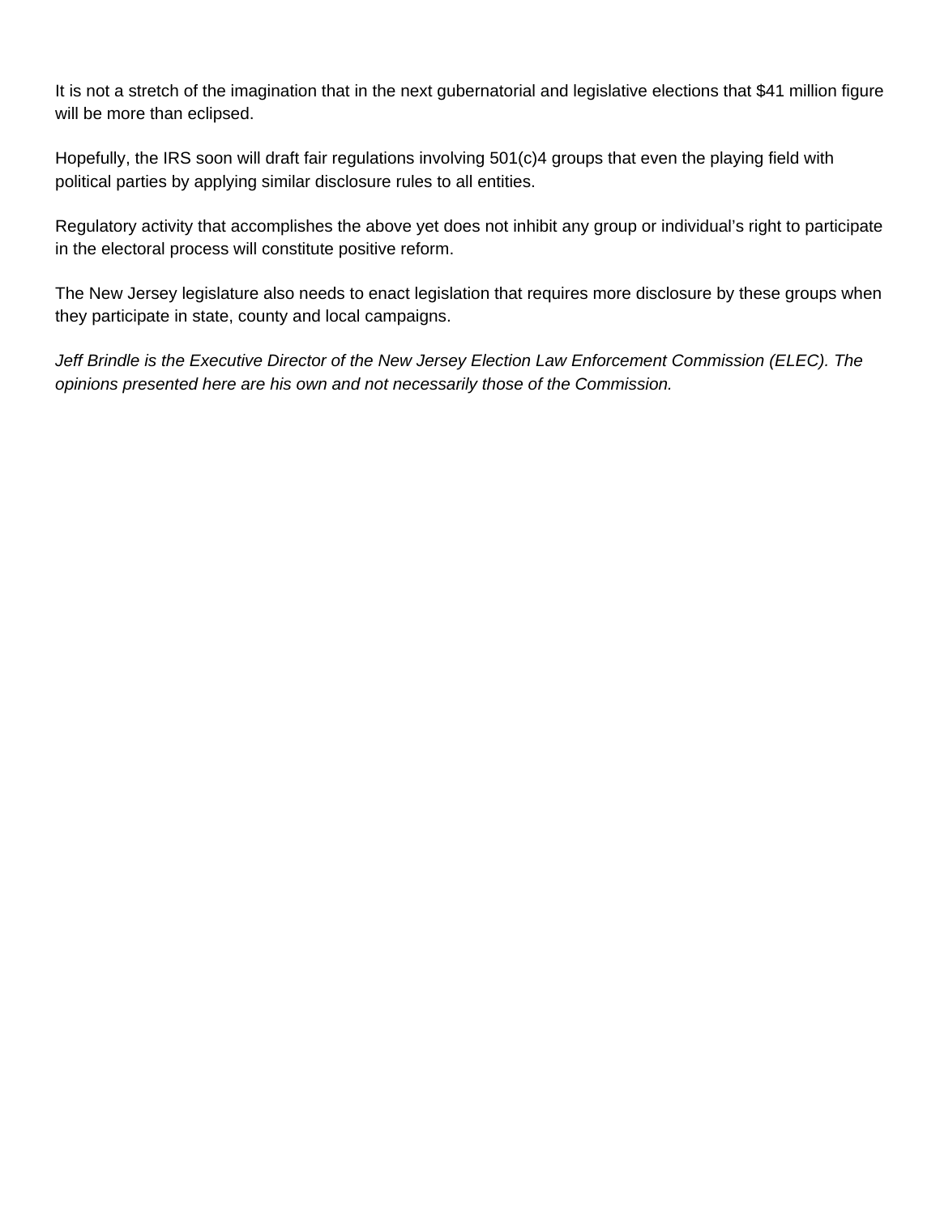It is not a stretch of the imagination that in the next gubernatorial and legislative elections that $41 million figure will be more than eclipsed.

Hopefully, the IRS soon will draft fair regulations involving 501(c)4 groups that even the playing field with political parties by applying similar disclosure rules to all entities.

Regulatory activity that accomplishes the above yet does not inhibit any group or individual's right to participate in the electoral process will constitute positive reform.

The New Jersey legislature also needs to enact legislation that requires more disclosure by these groups when they participate in state, county and local campaigns.

*Jeff Brindle is the Executive Director of the New Jersey Election Law Enforcement Commission (ELEC). The opinions presented here are his own and not necessarily those of the Commission.*